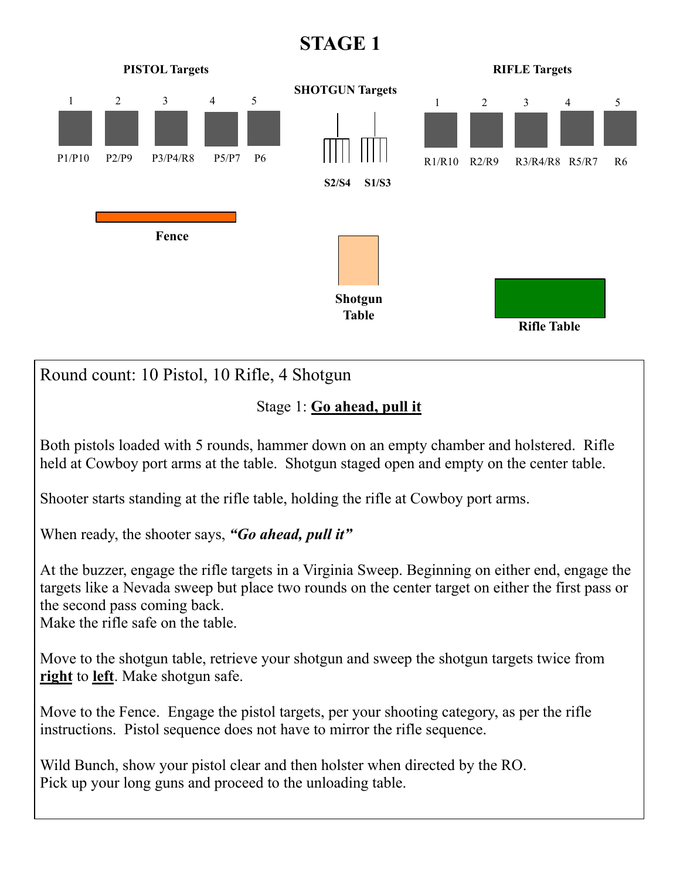# STAGE 1

**PISTOL Targets**

| 1 | 2 | 3 | 4 | 5 |
|---|---|---|---|---|
| P1/P10 | P2/P9 | P3/P4/R8 | P5/P7 | P6 |

**SHOTGUN Targets**

S2/S4 S1/S3

**RIFLE Targets**

| 1 | 2 | 3 | 4 | 5 |
|---|---|---|---|---|
| R1/R10 | R2/R9 | R3/R4/R8 | R5/R7 | R6 |

Fence

Shotgun Table

Rifle Table

Round count: 10 Pistol, 10 Rifle, 4 Shotgun

Stage 1: **Go ahead, pull it**

Both pistols loaded with 5 rounds, hammer down on an empty chamber and holstered. Rifle held at Cowboy port arms at the table. Shotgun staged open and empty on the center table.

Shooter starts standing at the rifle table, holding the rifle at Cowboy port arms.

When ready, the shooter says, ***"Go ahead, pull it"***

At the buzzer, engage the rifle targets in a Virginia Sweep. Beginning on either end, engage the targets like a Nevada sweep but place two rounds on the center target on either the first pass or the second pass coming back.
Make the rifle safe on the table.

Move to the shotgun table, retrieve your shotgun and sweep the shotgun targets twice from **right** to **left**. Make shotgun safe.

Move to the Fence. Engage the pistol targets, per your shooting category, as per the rifle instructions. Pistol sequence does not have to mirror the rifle sequence.

Wild Bunch, show your pistol clear and then holster when directed by the RO.
Pick up your long guns and proceed to the unloading table.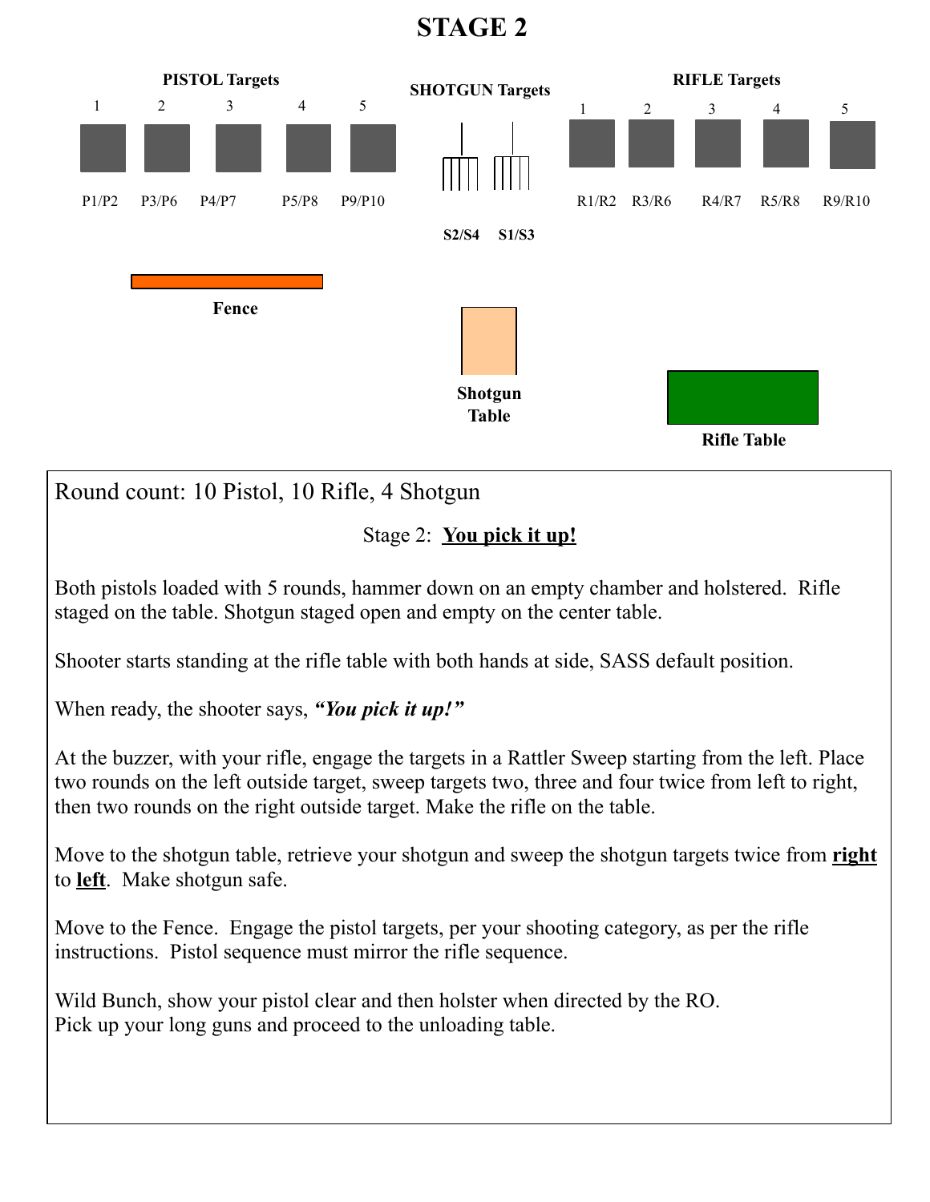# STAGE 2

**PISTOL Targets**

| 1 | 2 | 3 | 4 | 5 |
|---|---|---|---|---|
| P1/P2 | P3/P6 | P4/P7 | P5/P8 | P9/P10 |

**SHOTGUN Targets**

| | |
|---|---|
| S2/S4 | S1/S3 |

**RIFLE Targets**

| 1 | 2 | 3 | 4 | 5 |
|---|---|---|---|---|
| R1/R2 | R3/R6 | R4/R7 | R5/R8 | R9/R10 |

**Fence**

**Shotgun Table**

**Rifle Table**

Round count: 10 Pistol, 10 Rifle, 4 Shotgun

Stage 2: ***You pick it up!***

Both pistols loaded with 5 rounds, hammer down on an empty chamber and holstered. Rifle staged on the table. Shotgun staged open and empty on the center table.

Shooter starts standing at the rifle table with both hands at side, SASS default position.

When ready, the shooter says, ***"You pick it up!"***

At the buzzer, with your rifle, engage the targets in a Rattler Sweep starting from the left. Place two rounds on the left outside target, sweep targets two, three and four twice from left to right, then two rounds on the right outside target. Make the rifle on the table.

Move to the shotgun table, retrieve your shotgun and sweep the shotgun targets twice from **right** to **left**. Make shotgun safe.

Move to the Fence. Engage the pistol targets, per your shooting category, as per the rifle instructions. Pistol sequence must mirror the rifle sequence.

Wild Bunch, show your pistol clear and then holster when directed by the RO.
Pick up your long guns and proceed to the unloading table.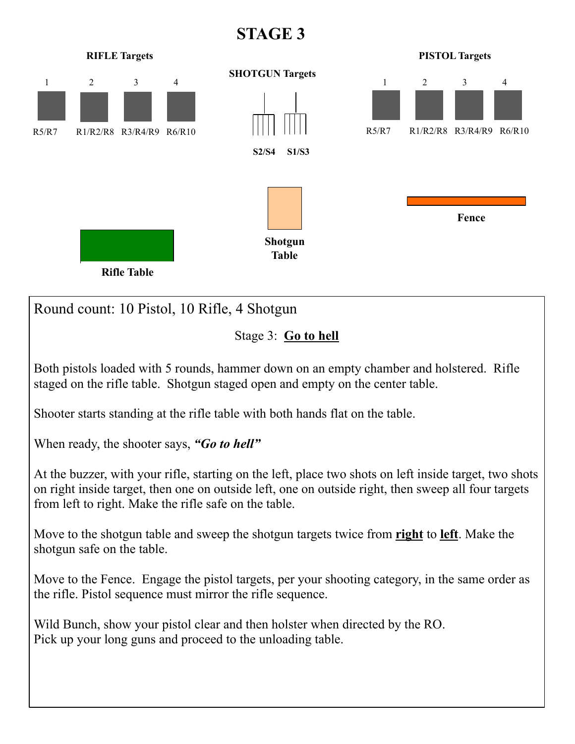# STAGE 3

**RIFLE Targets**

| 1 | 2 | 3 | 4 |
|---|---|---|---|
| R5/R7 | R1/R2/R8 | R3/R4/R9 | R6/R10 |

**SHOTGUN Targets**

**S2/S4** **S1/S3**

**PISTOL Targets**

| 1 | 2 | 3 | 4 |
|---|---|---|---|
| R5/R7 | R1/R2/R8 | R3/R4/R9 | R6/R10 |

**Rifle Table**

**Shotgun Table**

**Fence**

Round count: 10 Pistol, 10 Rifle, 4 Shotgun

Stage 3: **Go to hell**

Both pistols loaded with 5 rounds, hammer down on an empty chamber and holstered. Rifle staged on the rifle table. Shotgun staged open and empty on the center table.

Shooter starts standing at the rifle table with both hands flat on the table.

When ready, the shooter says, ***"Go to hell"***

At the buzzer, with your rifle, starting on the left, place two shots on left inside target, two shots on right inside target, then one on outside left, one on outside right, then sweep all four targets from left to right. Make the rifle safe on the table.

Move to the shotgun table and sweep the shotgun targets twice from **right** to **left**. Make the shotgun safe on the table.

Move to the Fence. Engage the pistol targets, per your shooting category, in the same order as the rifle. Pistol sequence must mirror the rifle sequence.

Wild Bunch, show your pistol clear and then holster when directed by the RO.
Pick up your long guns and proceed to the unloading table.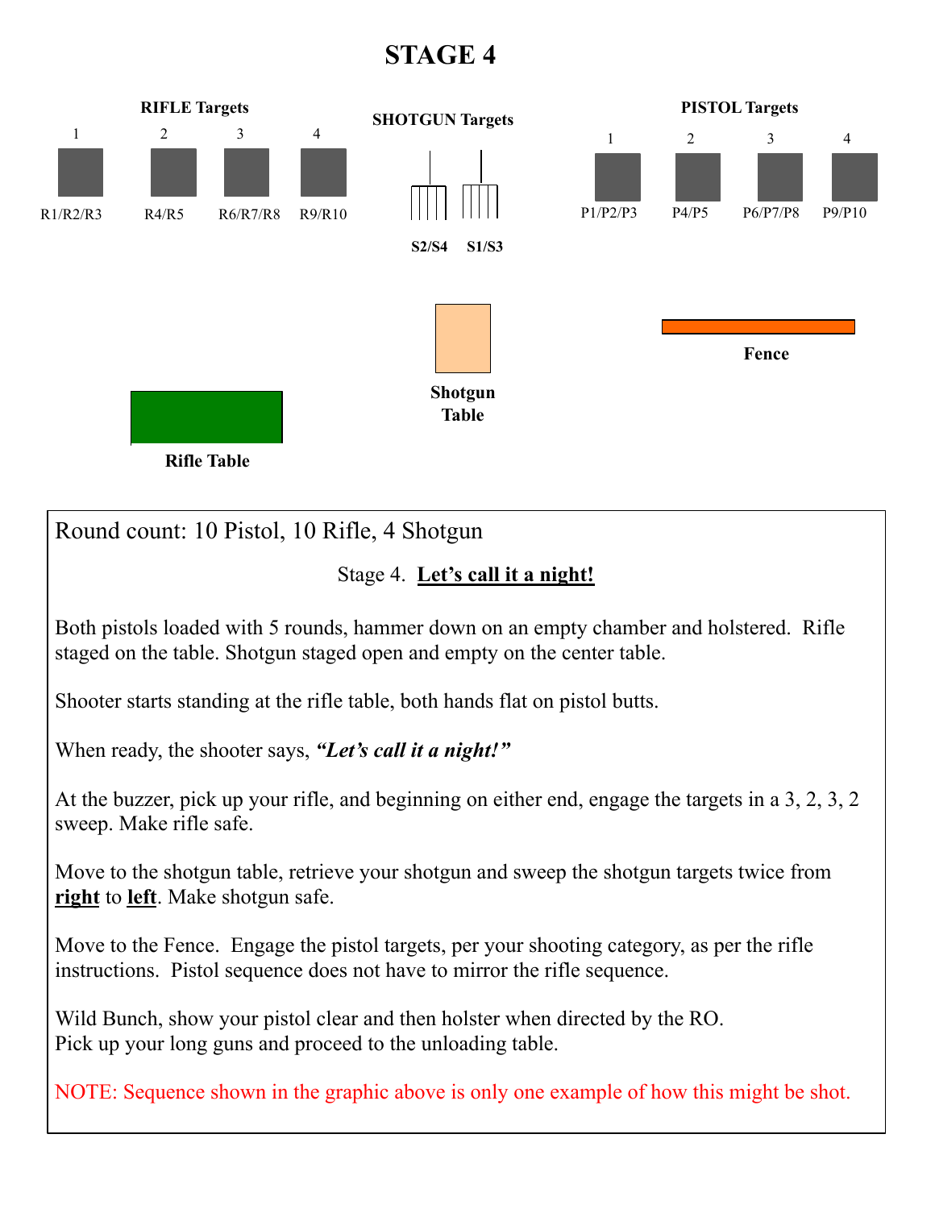# STAGE 4

**RIFLE Targets**

1 2 3 4

R1/R2/R3 R4/R5 R6/R7/R8 R9/R10

**SHOTGUN Targets**

**S2/S4** **S1/S3**

**PISTOL Targets**

1 2 3 4

P1/P2/P3 P4/P5 P6/P7/P8 P9/P10

**Shotgun Table**

**Fence**

**Rifle Table**

Round count: 10 Pistol, 10 Rifle, 4 Shotgun

Stage 4. **Let's call it a night!**

Both pistols loaded with 5 rounds, hammer down on an empty chamber and holstered. Rifle staged on the table. Shotgun staged open and empty on the center table.

Shooter starts standing at the rifle table, both hands flat on pistol butts.

When ready, the shooter says, ***"Let's call it a night!"***

At the buzzer, pick up your rifle, and beginning on either end, engage the targets in a 3, 2, 3, 2 sweep. Make rifle safe.

Move to the shotgun table, retrieve your shotgun and sweep the shotgun targets twice from **right** to **left**. Make shotgun safe.

Move to the Fence. Engage the pistol targets, per your shooting category, as per the rifle instructions. Pistol sequence does not have to mirror the rifle sequence.

Wild Bunch, show your pistol clear and then holster when directed by the RO.
Pick up your long guns and proceed to the unloading table.

NOTE: Sequence shown in the graphic above is only one example of how this might be shot.